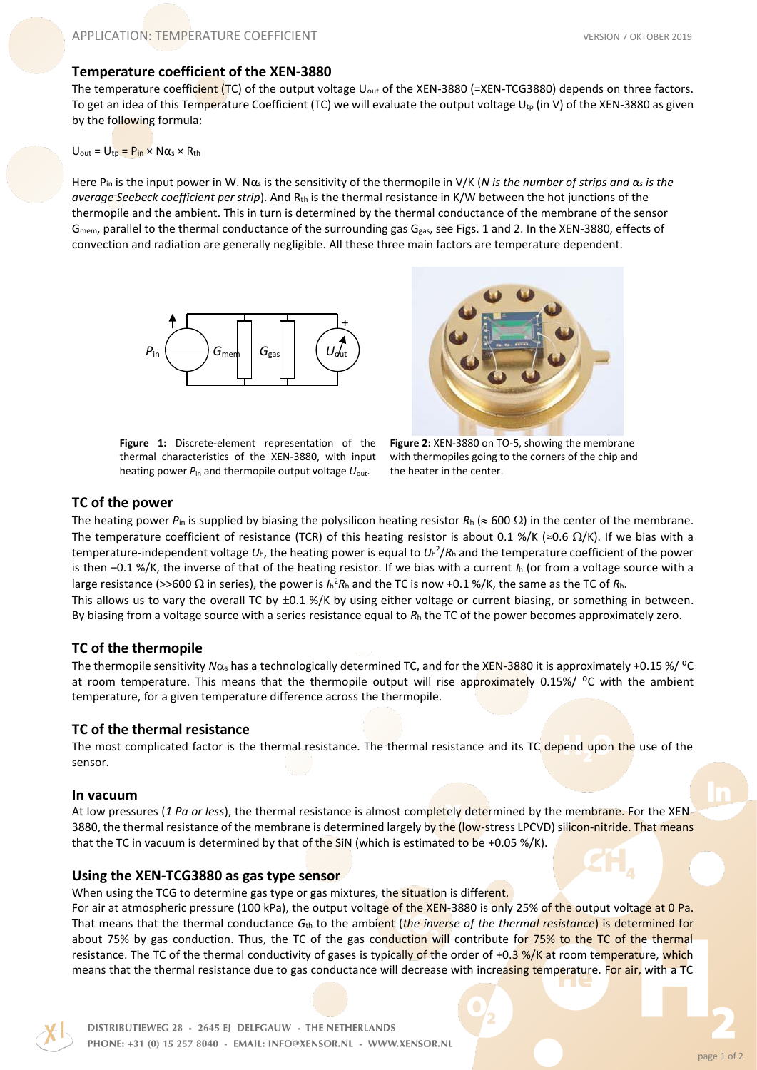## Temperature coefficient of the XEN-3880

The temperature coefficient (TC) of the output voltage $U_{out}$ of the XEN-3880 (=XEN-TCG3880) depends on three factors. To get an idea of this Temperature Coefficient (TC) we will evaluate the output voltage $U_{tp}$ (in V) of the XEN-3880 as given by the following formula:

$$U_{out} = U_{tp} = P_{in} \times N\alpha_s \times R_{th}$$

Here $P_{in}$ is the input power in W. $N\alpha_s$ is the sensitivity of the thermopile in V/K (*N is the number of strips and $\alpha_s$ is the average Seebeck coefficient per strip*). And $R_{th}$ is the thermal resistance in K/W between the hot junctions of the thermopile and the ambient. This in turn is determined by the thermal conductance of the membrane of the sensor $G_{mem}$, parallel to the thermal conductance of the surrounding gas $G_{gas}$, see Figs. 1 and 2. In the XEN-3880, effects of convection and radiation are generally negligible. All these three main factors are temperature dependent.

**Figure 1:** Discrete-element representation of the thermal characteristics of the XEN-3880, with input heating power $P_{in}$ and thermopile output voltage $U_{out}$.

**Figure 2:** XEN-3880 on TO-5, showing the membrane with thermopiles going to the corners of the chip and the heater in the center.

### TC of the power

The heating power $P_{in}$ is supplied by biasing the polysilicon heating resistor $R_h$ (≈ 600 Ω) in the center of the membrane. The temperature coefficient of resistance (TCR) of this heating resistor is about 0.1 %/K (≈0.6 Ω/K). If we bias with a temperature-independent voltage $U_h$, the heating power is equal to $U_h^2/R_h$ and the temperature coefficient of the power is then –0.1 %/K, the inverse of that of the heating resistor. If we bias with a current $I_h$ (or from a voltage source with a large resistance (>>600 Ω in series), the power is $I_h^2 R_h$ and the TC is now +0.1 %/K, the same as the TC of $R_h$.
This allows us to vary the overall TC by ±0.1 %/K by using either voltage or current biasing, or something in between. By biasing from a voltage source with a series resistance equal to $R_h$ the TC of the power becomes approximately zero.

### TC of the thermopile

The thermopile sensitivity $N\alpha_s$ has a technologically determined TC, and for the XEN-3880 it is approximately +0.15 %/ °C at room temperature. This means that the thermopile output will rise approximately 0.15%/ °C with the ambient temperature, for a given temperature difference across the thermopile.

### TC of the thermal resistance

The most complicated factor is the thermal resistance. The thermal resistance and its TC depend upon the use of the sensor.

#### In vacuum

At low pressures (*1 Pa or less*), the thermal resistance is almost completely determined by the membrane. For the XEN-3880, the thermal resistance of the membrane is determined largely by the (low-stress LPCVD) silicon-nitride. That means that the TC in vacuum is determined by that of the SiN (which is estimated to be +0.05 %/K).

### Using the XEN-TCG3880 as gas type sensor

When using the TCG to determine gas type or gas mixtures, the situation is different.
For air at atmospheric pressure (100 kPa), the output voltage of the XEN-3880 is only 25% of the output voltage at 0 Pa. That means that the thermal conductance $G_{th}$ to the ambient (*the inverse of the thermal resistance*) is determined for about 75% by gas conduction. Thus, the TC of the gas conduction will contribute for 75% to the TC of the thermal resistance. The TC of the thermal conductivity of gases is typically of the order of +0.3 %/K at room temperature, which means that the thermal resistance due to gas conductance will decrease with increasing temperature. For air, with a TC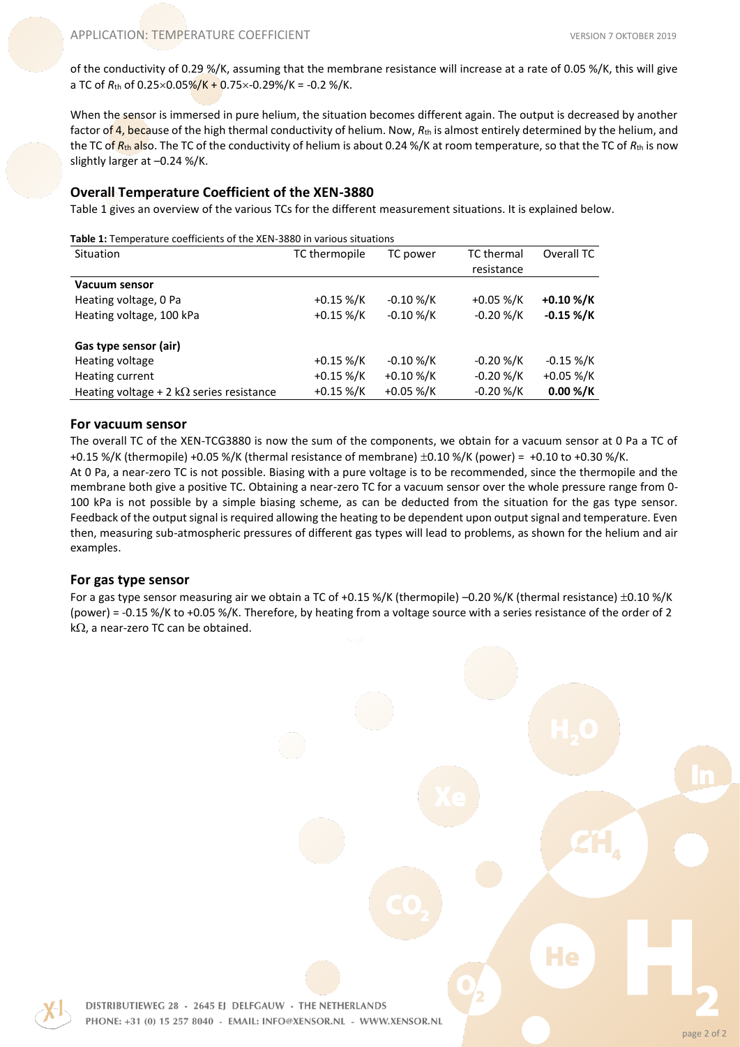of the conductivity of 0.29 %/K, assuming that the membrane resistance will increase at a rate of 0.05 %/K, this will give a TC of $R_{th}$ of 0.25×0.05%/K + 0.75×-0.29%/K = -0.2 %/K.

When the sensor is immersed in pure helium, the situation becomes different again. The output is decreased by another factor of 4, because of the high thermal conductivity of helium. Now, $R_{th}$ is almost entirely determined by the helium, and the TC of $R_{th}$ also. The TC of the conductivity of helium is about 0.24 %/K at room temperature, so that the TC of $R_{th}$ is now slightly larger at –0.24 %/K.

## Overall Temperature Coefficient of the XEN-3880

Table 1 gives an overview of the various TCs for the different measurement situations. It is explained below.

**Table 1:** Temperature coefficients of the XEN-3880 in various situations

| Situation | TC thermopile | TC power | TC thermal resistance | Overall TC |
|---|---|---|---|---|
| **Vacuum sensor** | | | | |
| Heating voltage, 0 Pa | +0.15 %/K | -0.10 %/K | +0.05 %/K | **+0.10 %/K** |
| Heating voltage, 100 kPa | +0.15 %/K | -0.10 %/K | -0.20 %/K | **-0.15 %/K** |
| **Gas type sensor (air)** | | | | |
| Heating voltage | +0.15 %/K | -0.10 %/K | -0.20 %/K | -0.15 %/K |
| Heating current | +0.15 %/K | +0.10 %/K | -0.20 %/K | +0.05 %/K |
| Heating voltage + 2 kΩ series resistance | +0.15 %/K | +0.05 %/K | -0.20 %/K | **0.00 %/K** |

### For vacuum sensor

The overall TC of the XEN-TCG3880 is now the sum of the components, we obtain for a vacuum sensor at 0 Pa a TC of +0.15 %/K (thermopile) +0.05 %/K (thermal resistance of membrane) ±0.10 %/K (power) = +0.10 to +0.30 %/K.

At 0 Pa, a near-zero TC is not possible. Biasing with a pure voltage is to be recommended, since the thermopile and the membrane both give a positive TC. Obtaining a near-zero TC for a vacuum sensor over the whole pressure range from 0-100 kPa is not possible by a simple biasing scheme, as can be deducted from the situation for the gas type sensor. Feedback of the output signal is required allowing the heating to be dependent upon output signal and temperature. Even then, measuring sub-atmospheric pressures of different gas types will lead to problems, as shown for the helium and air examples.

### For gas type sensor

For a gas type sensor measuring air we obtain a TC of +0.15 %/K (thermopile) –0.20 %/K (thermal resistance) ±0.10 %/K (power) = -0.15 %/K to +0.05 %/K. Therefore, by heating from a voltage source with a series resistance of the order of 2 kΩ, a near-zero TC can be obtained.